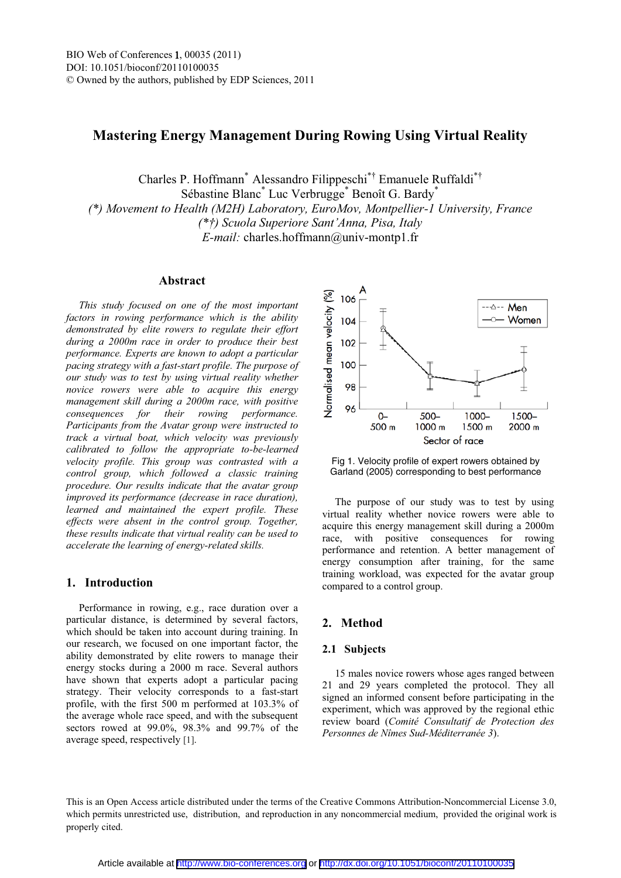# Mastering Energy Management During Rowing Using Virtual Reality

Charles P. Hoffmann[*] Alessandro Filippeschi[*†] Emanuele Ruffaldi[*†]
Sébastine Blanc[*] Luc Verbrugge[*] Benoît G. Bardy[*]

*(\*) Movement to Health (M2H) Laboratory, EuroMov, Montpellier-1 University, France*
*(\*†) Scuola Superiore Sant'Anna, Pisa, Italy*
*E-mail:* charles.hoffmann@univ-montp1.fr

## Abstract

*This study focused on one of the most important factors in rowing performance which is the ability demonstrated by elite rowers to regulate their effort during a 2000m race in order to produce their best performance. Experts are known to adopt a particular pacing strategy with a fast-start profile. The purpose of our study was to test by using virtual reality whether novice rowers were able to acquire this energy management skill during a 2000m race, with positive consequences for their rowing performance. Participants from the Avatar group were instructed to track a virtual boat, which velocity was previously calibrated to follow the appropriate to-be-learned velocity profile. This group was contrasted with a control group, which followed a classic training procedure. Our results indicate that the avatar group improved its performance (decrease in race duration), learned and maintained the expert profile. These effects were absent in the control group. Together, these results indicate that virtual reality can be used to accelerate the learning of energy-related skills.*

## 1. Introduction

Performance in rowing, e.g., race duration over a particular distance, is determined by several factors, which should be taken into account during training. In our research, we focused on one important factor, the ability demonstrated by elite rowers to manage their energy stocks during a 2000 m race. Several authors have shown that experts adopt a particular pacing strategy. Their velocity corresponds to a fast-start profile, with the first 500 m performed at 103.3% of the average whole race speed, and with the subsequent sectors rowed at 99.0%, 98.3% and 99.7% of the average speed, respectively [1].

Fig 1. Velocity profile of expert rowers obtained by Garland (2005) corresponding to best performance

The purpose of our study was to test by using virtual reality whether novice rowers were able to acquire this energy management skill during a 2000m race, with positive consequences for rowing performance and retention. A better management of energy consumption after training, for the same training workload, was expected for the avatar group compared to a control group.

## 2. Method

### 2.1 Subjects

15 males novice rowers whose ages ranged between 21 and 29 years completed the protocol. They all signed an informed consent before participating in the experiment, which was approved by the regional ethic review board (*Comité Consultatif de Protection des Personnes de Nîmes Sud-Méditerranée 3*).

This is an Open Access article distributed under the terms of the Creative Commons Attribution-Noncommercial License 3.0, which permits unrestricted use, distribution, and reproduction in any noncommercial medium, provided the original work is properly cited.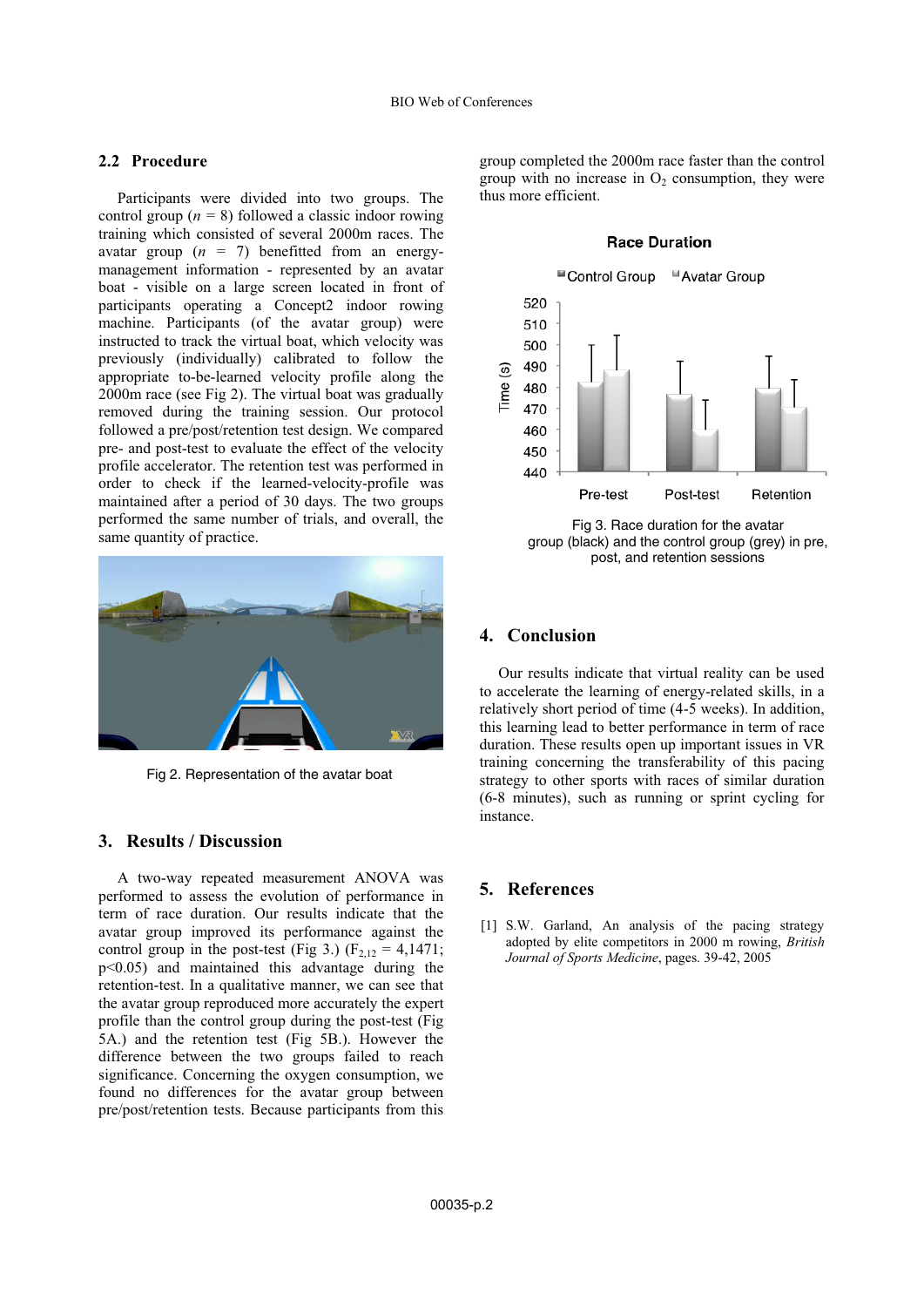### 2.2 Procedure

Participants were divided into two groups. The control group (*n* = 8) followed a classic indoor rowing training which consisted of several 2000m races. The avatar group (*n* = 7) benefitted from an energy-management information - represented by an avatar boat - visible on a large screen located in front of participants operating a Concept2 indoor rowing machine. Participants (of the avatar group) were instructed to track the virtual boat, which velocity was previously (individually) calibrated to follow the appropriate to-be-learned velocity profile along the 2000m race (see Fig 2). The virtual boat was gradually removed during the training session. Our protocol followed a pre/post/retention test design. We compared pre- and post-test to evaluate the effect of the velocity profile accelerator. The retention test was performed in order to check if the learned-velocity-profile was maintained after a period of 30 days. The two groups performed the same number of trials, and overall, the same quantity of practice.

Fig 2. Representation of the avatar boat

## 3. Results / Discussion

A two-way repeated measurement ANOVA was performed to assess the evolution of performance in term of race duration. Our results indicate that the avatar group improved its performance against the control group in the post-test (Fig 3.) ($F_{2,12}$ = 4,1471; $p<0.05$) and maintained this advantage during the retention-test. In a qualitative manner, we can see that the avatar group reproduced more accurately the expert profile than the control group during the post-test (Fig 5A.) and the retention test (Fig 5B.). However the difference between the two groups failed to reach significance. Concerning the oxygen consumption, we found no differences for the avatar group between pre/post/retention tests. Because participants from this group completed the 2000m race faster than the control group with no increase in $O_2$ consumption, they were thus more efficient.

Fig 3. Race duration for the avatar group (black) and the control group (grey) in pre, post, and retention sessions

## 4. Conclusion

Our results indicate that virtual reality can be used to accelerate the learning of energy-related skills, in a relatively short period of time (4-5 weeks). In addition, this learning lead to better performance in term of race duration. These results open up important issues in VR training concerning the transferability of this pacing strategy to other sports with races of similar duration (6-8 minutes), such as running or sprint cycling for instance.

## 5. References

[1] S.W. Garland, An analysis of the pacing strategy adopted by elite competitors in 2000 m rowing, *British Journal of Sports Medicine*, pages. 39-42, 2005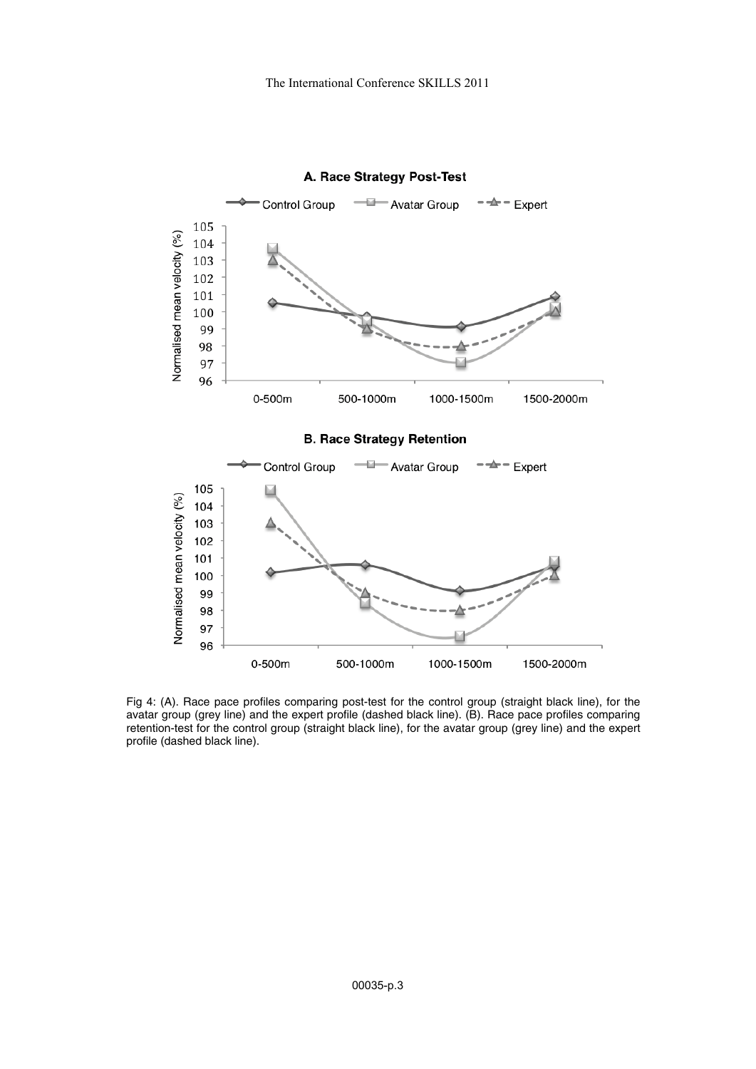A. Race Strategy Post-Test

Control Group — Avatar Group — Expert

Normalised mean velocity (%)

105
104
103
102
101
100
99
98
97
96

0-500m 500-1000m 1000-1500m 1500-2000m

B. Race Strategy Retention

Control Group — Avatar Group — Expert

Normalised mean velocity (%)

105
104
103
102
101
100
99
98
97
96

0-500m 500-1000m 1000-1500m 1500-2000m

Fig 4: (A). Race pace profiles comparing post-test for the control group (straight black line), for the avatar group (grey line) and the expert profile (dashed black line). (B). Race pace profiles comparing retention-test for the control group (straight black line), for the avatar group (grey line) and the expert profile (dashed black line).